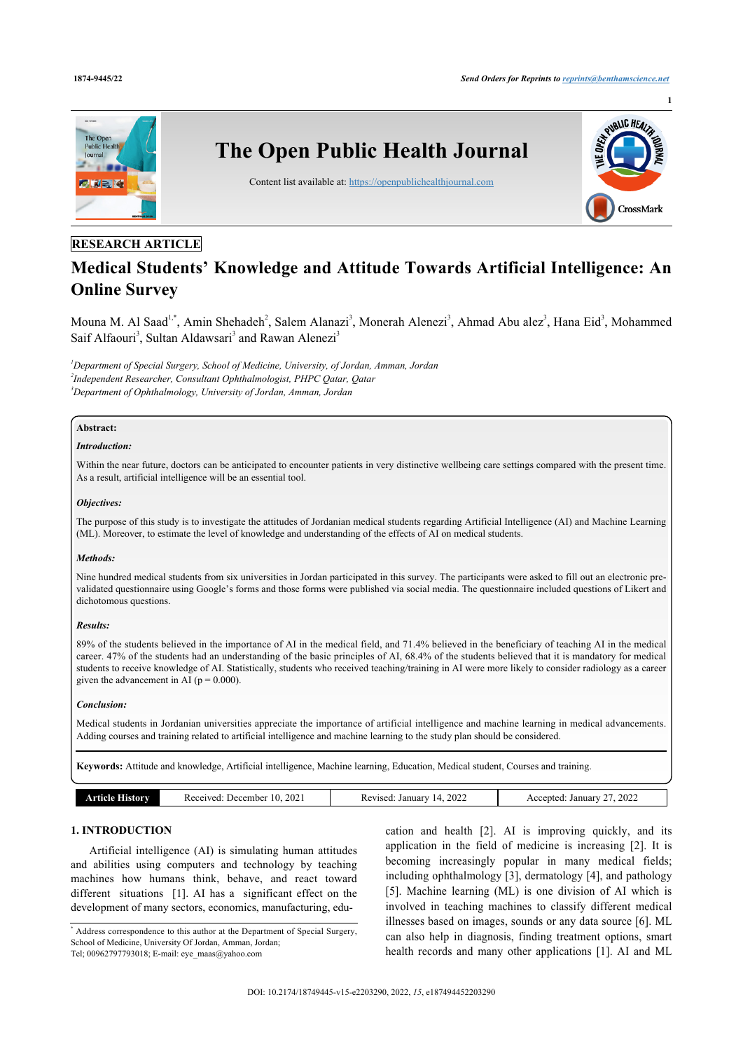RESEARCH ARTICLE

# Medical Students' Knowledge and Attitude Towards Artificial Intelligence: An Online Survey

Mouna M. Al Saad[1,*], Amin Shehadeh[2], Salem Alanazi[3], Monerah Alenezi[3], Ahmad Abu alez[3], Hana Eid[3], Mohammed Saif Alfaouri[3], Sultan Aldawsari[3] and Rawan Alenezi[3]

[1]*Department of Special Surgery, School of Medicine, University, of Jordan, Amman, Jordan*
[2]*Independent Researcher, Consultant Ophthalmologist, PHPC Qatar, Qatar*
[3]*Department of Ophthalmology, University of Jordan, Amman, Jordan*

**Abstract:**

***Introduction:***

Within the near future, doctors can be anticipated to encounter patients in very distinctive wellbeing care settings compared with the present time. As a result, artificial intelligence will be an essential tool.

***Objectives:***

The purpose of this study is to investigate the attitudes of Jordanian medical students regarding Artificial Intelligence (AI) and Machine Learning (ML). Moreover, to estimate the level of knowledge and understanding of the effects of AI on medical students.

***Methods:***

Nine hundred medical students from six universities in Jordan participated in this survey. The participants were asked to fill out an electronic pre-validated questionnaire using Google's forms and those forms were published via social media. The questionnaire included questions of Likert and dichotomous questions.

***Results:***

89% of the students believed in the importance of AI in the medical field, and 71.4% believed in the beneficiary of teaching AI in the medical career. 47% of the students had an understanding of the basic principles of AI, 68.4% of the students believed that it is mandatory for medical students to receive knowledge of AI. Statistically, students who received teaching/training in AI were more likely to consider radiology as a career given the advancement in AI ($p = 0.000$).

***Conclusion:***

Medical students in Jordanian universities appreciate the importance of artificial intelligence and machine learning in medical advancements. Adding courses and training related to artificial intelligence and machine learning to the study plan should be considered.

**Keywords:** Attitude and knowledge, Artificial intelligence, Machine learning, Education, Medical student, Courses and training.

| Article History | Received: December 10, 2021 | Revised: January 14, 2022 | Accepted: January 27, 2022 |
|---|---|---|---|

## 1. INTRODUCTION

Artificial intelligence (AI) is simulating human attitudes and abilities using computers and technology by teaching machines how humans think, behave, and react toward different situations [1]. AI has a significant effect on the development of many sectors, economics, manufacturing, education and health [2]. AI is improving quickly, and its application in the field of medicine is increasing [2]. It is becoming increasingly popular in many medical fields; including ophthalmology [3], dermatology [4], and pathology [5]. Machine learning (ML) is one division of AI which is involved in teaching machines to classify different medical illnesses based on images, sounds or any data source [6]. ML can also help in diagnosis, finding treatment options, smart health records and many other applications [1]. AI and ML

* Address correspondence to this author at the Department of Special Surgery, School of Medicine, University Of Jordan, Amman, Jordan; Tel; 00962797793018; E-mail: eye_maas@yahoo.com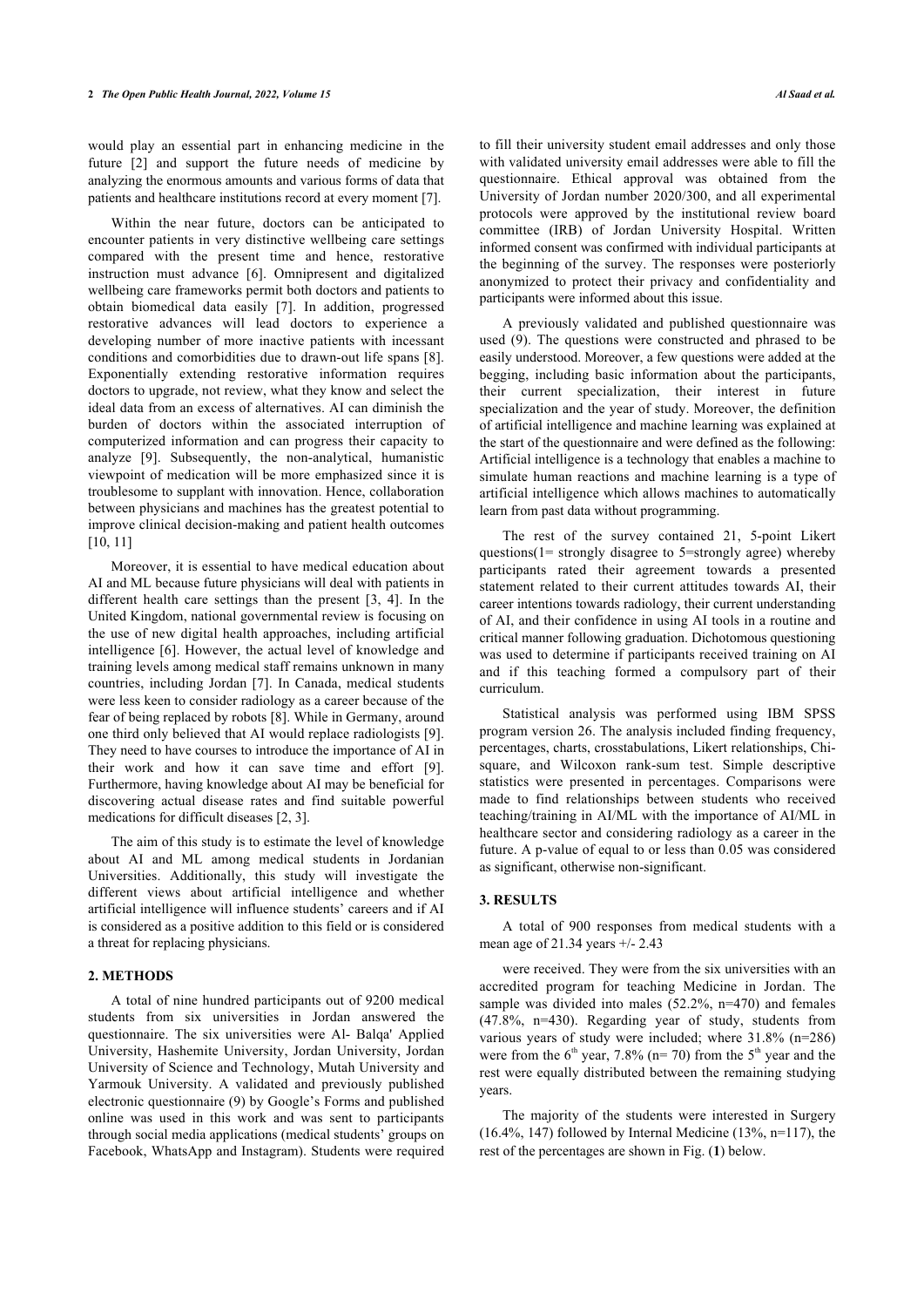would play an essential part in enhancing medicine in the future [2] and support the future needs of medicine by analyzing the enormous amounts and various forms of data that patients and healthcare institutions record at every moment [7].

Within the near future, doctors can be anticipated to encounter patients in very distinctive wellbeing care settings compared with the present time and hence, restorative instruction must advance [6]. Omnipresent and digitalized wellbeing care frameworks permit both doctors and patients to obtain biomedical data easily [7]. In addition, progressed restorative advances will lead doctors to experience a developing number of more inactive patients with incessant conditions and comorbidities due to drawn-out life spans [8]. Exponentially extending restorative information requires doctors to upgrade, not review, what they know and select the ideal data from an excess of alternatives. AI can diminish the burden of doctors within the associated interruption of computerized information and can progress their capacity to analyze [9]. Subsequently, the non-analytical, humanistic viewpoint of medication will be more emphasized since it is troublesome to supplant with innovation. Hence, collaboration between physicians and machines has the greatest potential to improve clinical decision-making and patient health outcomes [10, 11]

Moreover, it is essential to have medical education about AI and ML because future physicians will deal with patients in different health care settings than the present [3, 4]. In the United Kingdom, national governmental review is focusing on the use of new digital health approaches, including artificial intelligence [6]. However, the actual level of knowledge and training levels among medical staff remains unknown in many countries, including Jordan [7]. In Canada, medical students were less keen to consider radiology as a career because of the fear of being replaced by robots [8]. While in Germany, around one third only believed that AI would replace radiologists [9]. They need to have courses to introduce the importance of AI in their work and how it can save time and effort [9]. Furthermore, having knowledge about AI may be beneficial for discovering actual disease rates and find suitable powerful medications for difficult diseases [2, 3].

The aim of this study is to estimate the level of knowledge about AI and ML among medical students in Jordanian Universities. Additionally, this study will investigate the different views about artificial intelligence and whether artificial intelligence will influence students' careers and if AI is considered as a positive addition to this field or is considered a threat for replacing physicians.

## 2. METHODS

A total of nine hundred participants out of 9200 medical students from six universities in Jordan answered the questionnaire. The six universities were Al- Balqa' Applied University, Hashemite University, Jordan University, Jordan University of Science and Technology, Mutah University and Yarmouk University. A validated and previously published electronic questionnaire (9) by Google's Forms and published online was used in this work and was sent to participants through social media applications (medical students' groups on Facebook, WhatsApp and Instagram). Students were required to fill their university student email addresses and only those with validated university email addresses were able to fill the questionnaire. Ethical approval was obtained from the University of Jordan number 2020/300, and all experimental protocols were approved by the institutional review board committee (IRB) of Jordan University Hospital. Written informed consent was confirmed with individual participants at the beginning of the survey. The responses were posteriorly anonymized to protect their privacy and confidentiality and participants were informed about this issue.

A previously validated and published questionnaire was used (9). The questions were constructed and phrased to be easily understood. Moreover, a few questions were added at the begging, including basic information about the participants, their current specialization, their interest in future specialization and the year of study. Moreover, the definition of artificial intelligence and machine learning was explained at the start of the questionnaire and were defined as the following: Artificial intelligence is a technology that enables a machine to simulate human reactions and machine learning is a type of artificial intelligence which allows machines to automatically learn from past data without programming.

The rest of the survey contained 21, 5-point Likert questions(1= strongly disagree to 5=strongly agree) whereby participants rated their agreement towards a presented statement related to their current attitudes towards AI, their career intentions towards radiology, their current understanding of AI, and their confidence in using AI tools in a routine and critical manner following graduation. Dichotomous questioning was used to determine if participants received training on AI and if this teaching formed a compulsory part of their curriculum.

Statistical analysis was performed using IBM SPSS program version 26. The analysis included finding frequency, percentages, charts, crosstabulations, Likert relationships, Chi-square, and Wilcoxon rank-sum test. Simple descriptive statistics were presented in percentages. Comparisons were made to find relationships between students who received teaching/training in AI/ML with the importance of AI/ML in healthcare sector and considering radiology as a career in the future. A p-value of equal to or less than 0.05 was considered as significant, otherwise non-significant.

## 3. RESULTS

A total of 900 responses from medical students with a mean age of 21.34 years +/- 2.43

were received. They were from the six universities with an accredited program for teaching Medicine in Jordan. The sample was divided into males (52.2%, n=470) and females (47.8%, n=430). Regarding year of study, students from various years of study were included; where 31.8% (n=286) were from the 6[th] year, 7.8% (n= 70) from the 5[th] year and the rest were equally distributed between the remaining studying years.

The majority of the students were interested in Surgery (16.4%, 147) followed by Internal Medicine (13%, n=117), the rest of the percentages are shown in Fig. (**1**) below.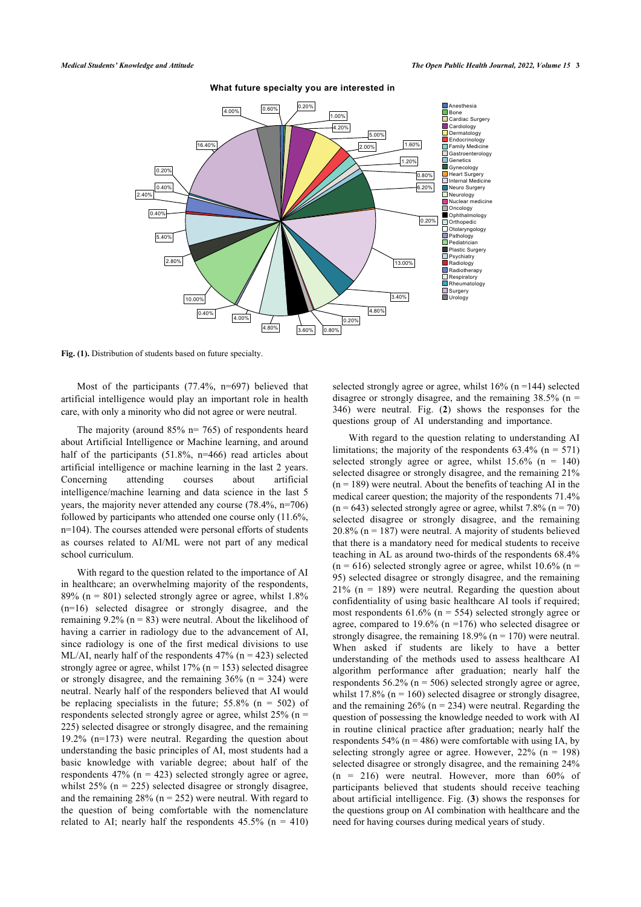**What future specialty you are interested in**

**Fig. (1).** Distribution of students based on future specialty.

Most of the participants (77.4%, n=697) believed that artificial intelligence would play an important role in health care, with only a minority who did not agree or were neutral.

The majority (around 85% n= 765) of respondents heard about Artificial Intelligence or Machine learning, and around half of the participants (51.8%, n=466) read articles about artificial intelligence or machine learning in the last 2 years. Concerning attending courses about artificial intelligence/machine learning and data science in the last 5 years, the majority never attended any course (78.4%, n=706) followed by participants who attended one course only (11.6%, n=104). The courses attended were personal efforts of students as courses related to AI/ML were not part of any medical school curriculum.

With regard to the question related to the importance of AI in healthcare; an overwhelming majority of the respondents, 89% (n = 801) selected strongly agree or agree, whilst 1.8% (n=16) selected disagree or strongly disagree, and the remaining 9.2% (n = 83) were neutral. About the likelihood of having a carrier in radiology due to the advancement of AI, since radiology is one of the first medical divisions to use ML/AI, nearly half of the respondents 47% (n = 423) selected strongly agree or agree, whilst 17% (n = 153) selected disagree or strongly disagree, and the remaining 36% (n = 324) were neutral. Nearly half of the responders believed that AI would be replacing specialists in the future; 55.8% (n = 502) of respondents selected strongly agree or agree, whilst 25% (n = 225) selected disagree or strongly disagree, and the remaining 19.2% (n=173) were neutral. Regarding the question about understanding the basic principles of AI, most students had a basic knowledge with variable degree; about half of the respondents 47% (n = 423) selected strongly agree or agree, whilst 25% (n = 225) selected disagree or strongly disagree, and the remaining 28% (n = 252) were neutral. With regard to the question of being comfortable with the nomenclature related to AI; nearly half the respondents 45.5% (n = 410) selected strongly agree or agree, whilst 16% (n =144) selected disagree or strongly disagree, and the remaining 38.5% (n = 346) were neutral. Fig. (**2**) shows the responses for the questions group of AI understanding and importance.

With regard to the question relating to understanding AI limitations; the majority of the respondents 63.4% (n = 571) selected strongly agree or agree, whilst 15.6% (n = 140) selected disagree or strongly disagree, and the remaining 21% (n = 189) were neutral. About the benefits of teaching AI in the medical career question; the majority of the respondents 71.4% (n = 643) selected strongly agree or agree, whilst 7.8% (n = 70) selected disagree or strongly disagree, and the remaining 20.8% (n = 187) were neutral. A majority of students believed that there is a mandatory need for medical students to receive teaching in AL as around two-thirds of the respondents 68.4% (n = 616) selected strongly agree or agree, whilst 10.6% (n = 95) selected disagree or strongly disagree, and the remaining 21% (n = 189) were neutral. Regarding the question about confidentiality of using basic healthcare AI tools if required; most respondents 61.6% (n = 554) selected strongly agree or agree, compared to 19.6% (n =176) who selected disagree or strongly disagree, the remaining 18.9% (n = 170) were neutral. When asked if students are likely to have a better understanding of the methods used to assess healthcare AI algorithm performance after graduation; nearly half the respondents 56.2% (n = 506) selected strongly agree or agree, whilst 17.8% (n = 160) selected disagree or strongly disagree, and the remaining 26% (n = 234) were neutral. Regarding the question of possessing the knowledge needed to work with AI in routine clinical practice after graduation; nearly half the respondents 54% (n = 486) were comfortable with using IA, by selecting strongly agree or agree. However, 22% (n = 198) selected disagree or strongly disagree, and the remaining 24% (n = 216) were neutral. However, more than 60% of participants believed that students should receive teaching about artificial intelligence. Fig. (**3**) shows the responses for the questions group on AI combination with healthcare and the need for having courses during medical years of study.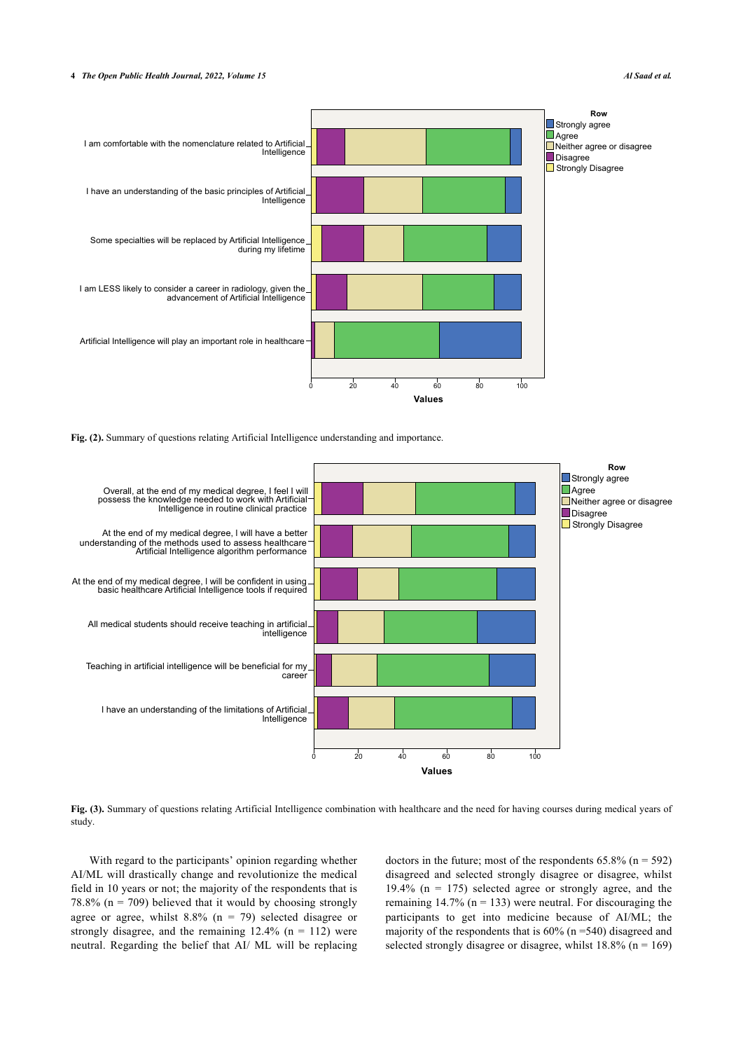Fig. (2). Summary of questions relating Artificial Intelligence understanding and importance.

Fig. (3). Summary of questions relating Artificial Intelligence combination with healthcare and the need for having courses during medical years of study.

With regard to the participants' opinion regarding whether AI/ML will drastically change and revolutionize the medical field in 10 years or not; the majority of the respondents that is 78.8% (n = 709) believed that it would by choosing strongly agree or agree, whilst 8.8% (n = 79) selected disagree or strongly disagree, and the remaining 12.4% (n = 112) were neutral. Regarding the belief that AI/ ML will be replacing doctors in the future; most of the respondents 65.8% (n = 592) disagreed and selected strongly disagree or disagree, whilst 19.4% (n = 175) selected agree or strongly agree, and the remaining 14.7% (n = 133) were neutral. For discouraging the participants to get into medicine because of AI/ML; the majority of the respondents that is 60% (n =540) disagreed and selected strongly disagree or disagree, whilst 18.8% (n = 169)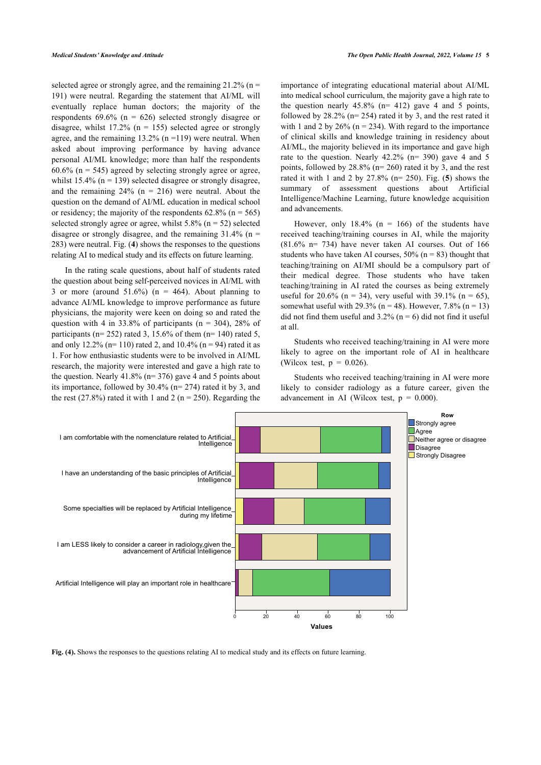selected agree or strongly agree, and the remaining 21.2% (n = 191) were neutral. Regarding the statement that AI/ML will eventually replace human doctors; the majority of the respondents 69.6% (n = 626) selected strongly disagree or disagree, whilst 17.2% (n = 155) selected agree or strongly agree, and the remaining 13.2% (n =119) were neutral. When asked about improving performance by having advance personal AI/ML knowledge; more than half the respondents 60.6% (n = 545) agreed by selecting strongly agree or agree, whilst 15.4% (n = 139) selected disagree or strongly disagree, and the remaining 24% (n = 216) were neutral. About the question on the demand of AI/ML education in medical school or residency; the majority of the respondents 62.8% (n = 565) selected strongly agree or agree, whilst 5.8% (n = 52) selected disagree or strongly disagree, and the remaining 31.4% (n = 283) were neutral. Fig. (**4**) shows the responses to the questions relating AI to medical study and its effects on future learning.

In the rating scale questions, about half of students rated the question about being self-perceived novices in AI/ML with 3 or more (around 51.6%) (n = 464). About planning to advance AI/ML knowledge to improve performance as future physicians, the majority were keen on doing so and rated the question with 4 in 33.8% of participants (n = 304), 28% of participants (n= 252) rated 3, 15.6% of them (n= 140) rated 5, and only 12.2% (n= 110) rated 2, and 10.4% (n = 94) rated it as 1. For how enthusiastic students were to be involved in AI/ML research, the majority were interested and gave a high rate to the question. Nearly 41.8% (n= 376) gave 4 and 5 points about its importance, followed by 30.4% (n= 274) rated it by 3, and the rest (27.8%) rated it with 1 and 2 (n = 250). Regarding the importance of integrating educational material about AI/ML into medical school curriculum, the majority gave a high rate to the question nearly 45.8% (n= 412) gave 4 and 5 points, followed by 28.2% (n= 254) rated it by 3, and the rest rated it with 1 and 2 by 26% (n = 234). With regard to the importance of clinical skills and knowledge training in residency about AI/ML, the majority believed in its importance and gave high rate to the question. Nearly 42.2% (n= 390) gave 4 and 5 points, followed by 28.8% (n= 260) rated it by 3, and the rest rated it with 1 and 2 by 27.8% (n= 250). Fig. (**5**) shows the summary of assessment questions about Artificial Intelligence/Machine Learning, future knowledge acquisition and advancements.

However, only 18.4% (n = 166) of the students have received teaching/training courses in AI, while the majority (81.6% n= 734) have never taken AI courses. Out of 166 students who have taken AI courses, 50% (n = 83) thought that teaching/training on AI/MI should be a compulsory part of their medical degree. Those students who have taken teaching/training in AI rated the courses as being extremely useful for 20.6% (n = 34), very useful with 39.1% (n = 65), somewhat useful with 29.3% (n = 48). However, 7.8% (n = 13) did not find them useful and 3.2% (n = 6) did not find it useful at all.

Students who received teaching/training in AI were more likely to agree on the important role of AI in healthcare (Wilcox test, $p = 0.026$).

Students who received teaching/training in AI were more likely to consider radiology as a future career, given the advancement in AI (Wilcox test, $p = 0.000$).

**Fig. (4).** Shows the responses to the questions relating AI to medical study and its effects on future learning.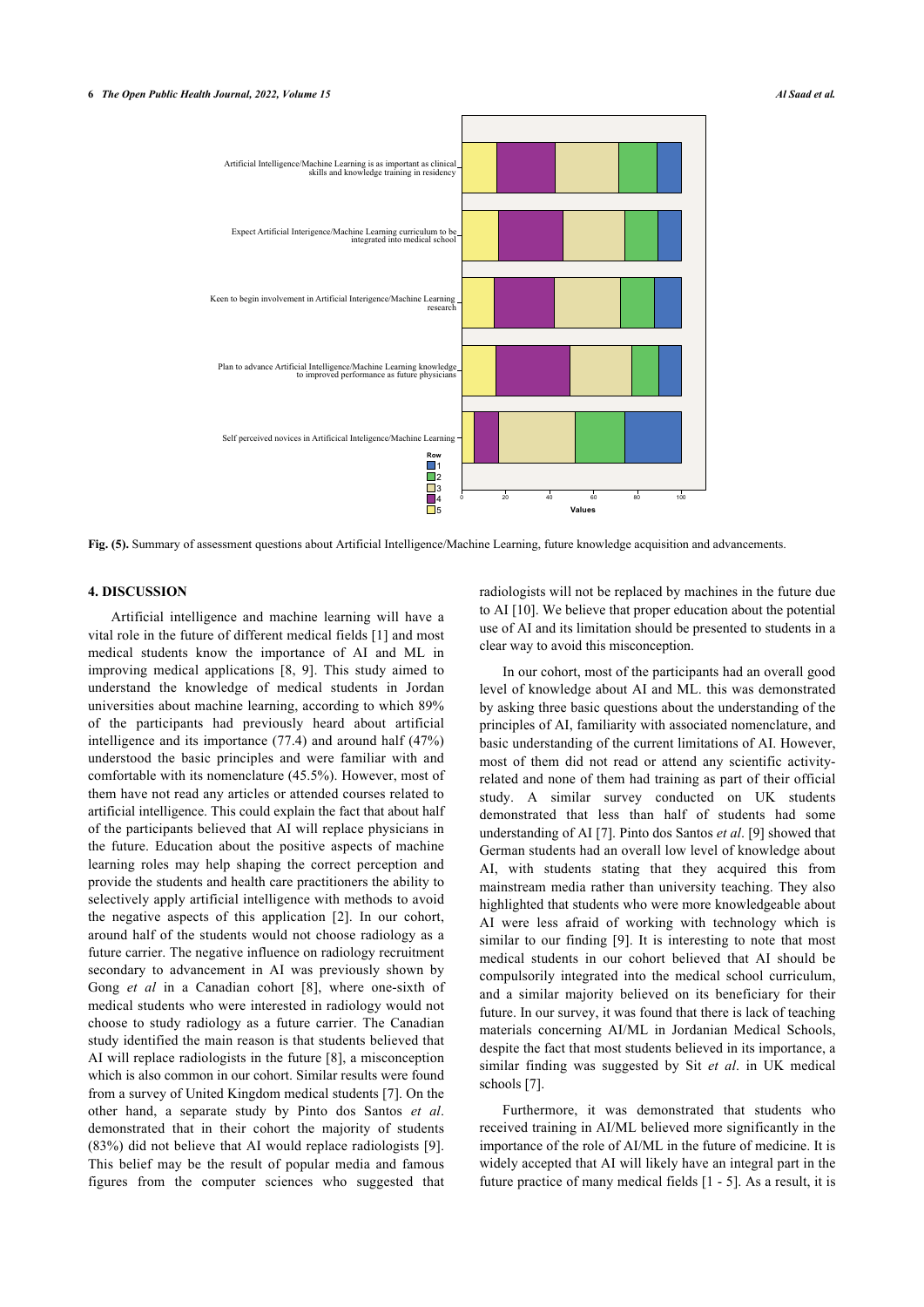**Fig. (5).** Summary of assessment questions about Artificial Intelligence/Machine Learning, future knowledge acquisition and advancements.

## 4. DISCUSSION

Artificial intelligence and machine learning will have a vital role in the future of different medical fields [1] and most medical students know the importance of AI and ML in improving medical applications [8, 9]. This study aimed to understand the knowledge of medical students in Jordan universities about machine learning, according to which 89% of the participants had previously heard about artificial intelligence and its importance (77.4) and around half (47%) understood the basic principles and were familiar with and comfortable with its nomenclature (45.5%). However, most of them have not read any articles or attended courses related to artificial intelligence. This could explain the fact that about half of the participants believed that AI will replace physicians in the future. Education about the positive aspects of machine learning roles may help shaping the correct perception and provide the students and health care practitioners the ability to selectively apply artificial intelligence with methods to avoid the negative aspects of this application [2]. In our cohort, around half of the students would not choose radiology as a future carrier. The negative influence on radiology recruitment secondary to advancement in AI was previously shown by Gong *et al* in a Canadian cohort [8], where one-sixth of medical students who were interested in radiology would not choose to study radiology as a future carrier. The Canadian study identified the main reason is that students believed that AI will replace radiologists in the future [8], a misconception which is also common in our cohort. Similar results were found from a survey of United Kingdom medical students [7]. On the other hand, a separate study by Pinto dos Santos *et al*. demonstrated that in their cohort the majority of students (83%) did not believe that AI would replace radiologists [9]. This belief may be the result of popular media and famous figures from the computer sciences who suggested that radiologists will not be replaced by machines in the future due to AI [10]. We believe that proper education about the potential use of AI and its limitation should be presented to students in a clear way to avoid this misconception.

In our cohort, most of the participants had an overall good level of knowledge about AI and ML. this was demonstrated by asking three basic questions about the understanding of the principles of AI, familiarity with associated nomenclature, and basic understanding of the current limitations of AI. However, most of them did not read or attend any scientific activity-related and none of them had training as part of their official study. A similar survey conducted on UK students demonstrated that less than half of students had some understanding of AI [7]. Pinto dos Santos *et al*. [9] showed that German students had an overall low level of knowledge about AI, with students stating that they acquired this from mainstream media rather than university teaching. They also highlighted that students who were more knowledgeable about AI were less afraid of working with technology which is similar to our finding [9]. It is interesting to note that most medical students in our cohort believed that AI should be compulsorily integrated into the medical school curriculum, and a similar majority believed on its beneficiary for their future. In our survey, it was found that there is lack of teaching materials concerning AI/ML in Jordanian Medical Schools, despite the fact that most students believed in its importance, a similar finding was suggested by Sit *et al*. in UK medical schools [7].

Furthermore, it was demonstrated that students who received training in AI/ML believed more significantly in the importance of the role of AI/ML in the future of medicine. It is widely accepted that AI will likely have an integral part in the future practice of many medical fields [1 - 5]. As a result, it is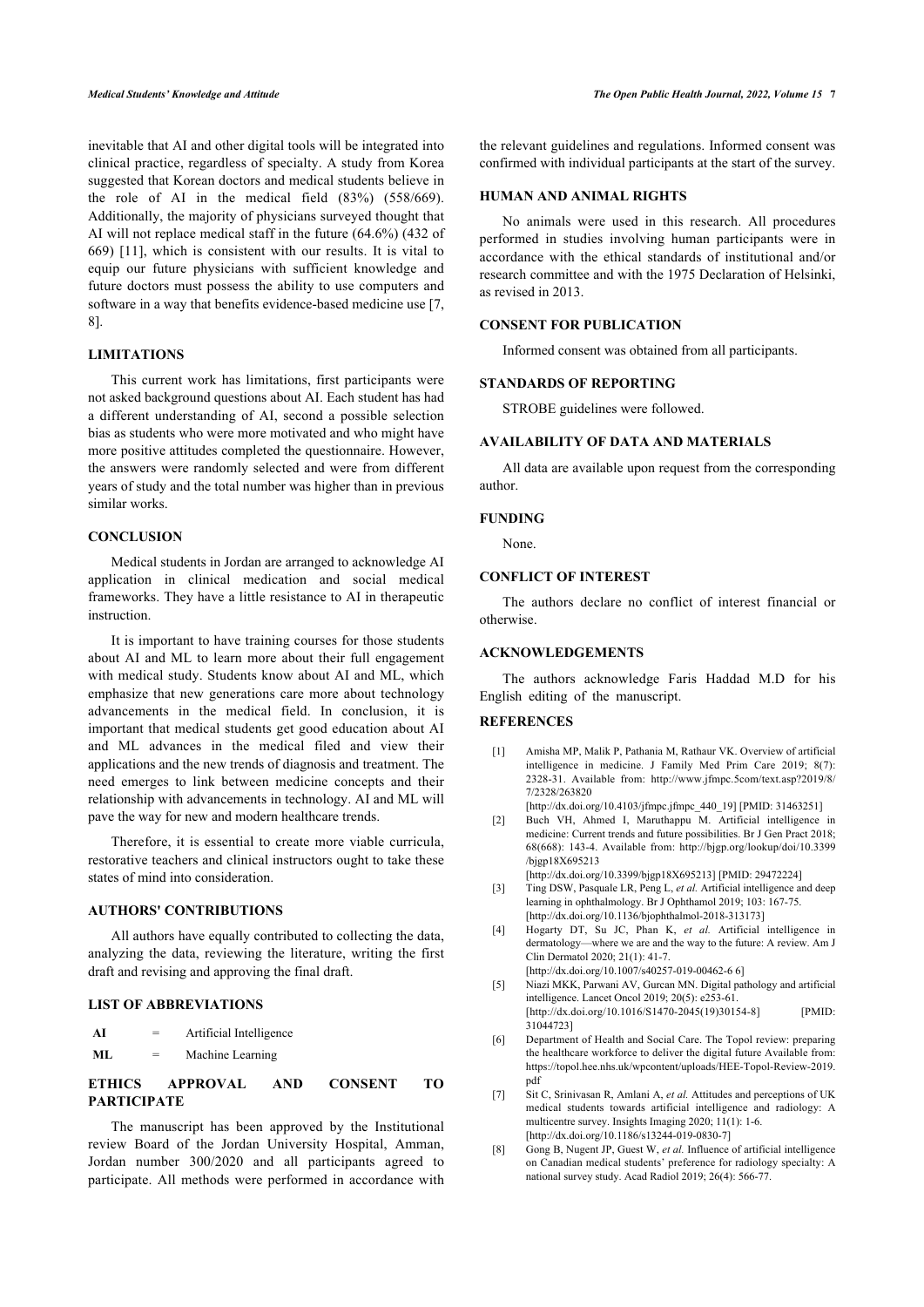inevitable that AI and other digital tools will be integrated into clinical practice, regardless of specialty. A study from Korea suggested that Korean doctors and medical students believe in the role of AI in the medical field (83%) (558/669). Additionally, the majority of physicians surveyed thought that AI will not replace medical staff in the future (64.6%) (432 of 669) [11], which is consistent with our results. It is vital to equip our future physicians with sufficient knowledge and future doctors must possess the ability to use computers and software in a way that benefits evidence-based medicine use [7, 8].

## LIMITATIONS

This current work has limitations, first participants were not asked background questions about AI. Each student has had a different understanding of AI, second a possible selection bias as students who were more motivated and who might have more positive attitudes completed the questionnaire. However, the answers were randomly selected and were from different years of study and the total number was higher than in previous similar works.

## CONCLUSION

Medical students in Jordan are arranged to acknowledge AI application in clinical medication and social medical frameworks. They have a little resistance to AI in therapeutic instruction.

It is important to have training courses for those students about AI and ML to learn more about their full engagement with medical study. Students know about AI and ML, which emphasize that new generations care more about technology advancements in the medical field. In conclusion, it is important that medical students get good education about AI and ML advances in the medical filed and view their applications and the new trends of diagnosis and treatment. The need emerges to link between medicine concepts and their relationship with advancements in technology. AI and ML will pave the way for new and modern healthcare trends.

Therefore, it is essential to create more viable curricula, restorative teachers and clinical instructors ought to take these states of mind into consideration.

## AUTHORS' CONTRIBUTIONS

All authors have equally contributed to collecting the data, analyzing the data, reviewing the literature, writing the first draft and revising and approving the final draft.

## LIST OF ABBREVIATIONS

| | | |
|---|---|---|
| **AI** | = | Artificial Intelligence |
| **ML** | = | Machine Learning |

## ETHICS APPROVAL AND CONSENT TO PARTICIPATE

The manuscript has been approved by the Institutional review Board of the Jordan University Hospital, Amman, Jordan number 300/2020 and all participants agreed to participate. All methods were performed in accordance with the relevant guidelines and regulations. Informed consent was confirmed with individual participants at the start of the survey.

## HUMAN AND ANIMAL RIGHTS

No animals were used in this research. All procedures performed in studies involving human participants were in accordance with the ethical standards of institutional and/or research committee and with the 1975 Declaration of Helsinki, as revised in 2013.

## CONSENT FOR PUBLICATION

Informed consent was obtained from all participants.

## STANDARDS OF REPORTING

STROBE guidelines were followed.

## AVAILABILITY OF DATA AND MATERIALS

All data are available upon request from the corresponding author.

## FUNDING

None.

## CONFLICT OF INTEREST

The authors declare no conflict of interest financial or otherwise.

## ACKNOWLEDGEMENTS

The authors acknowledge Faris Haddad M.D for his English editing of the manuscript.

## REFERENCES

[1] Amisha MP, Malik P, Pathania M, Rathaur VK. Overview of artificial intelligence in medicine. J Family Med Prim Care 2019; 8(7): 2328-31. Available from: http://www.jfmpc.5com/text.asp?2019/8/7/2328/263820
[http://dx.doi.org/10.4103/jfmpc.jfmpc_440_19] [PMID: 31463251]

[2] Buch VH, Ahmed I, Maruthappu M. Artificial intelligence in medicine: Current trends and future possibilities. Br J Gen Pract 2018; 68(668): 143-4. Available from: http://bjgp.org/lookup/doi/10.3399/bjgp18X695213
[http://dx.doi.org/10.3399/bjgp18X695213] [PMID: 29472224]

[3] Ting DSW, Pasquale LR, Peng L, *et al.* Artificial intelligence and deep learning in ophthalmology. Br J Ophthamol 2019; 103: 167-75.
[http://dx.doi.org/10.1136/bjophthalmol-2018-313173]

[4] Hogarty DT, Su JC, Phan K, *et al.* Artificial intelligence in dermatology—where we are and the way to the future: A review. Am J Clin Dermatol 2020; 21(1): 41-7.
[http://dx.doi.org/10.1007/s40257-019-00462-6 6]

[5] Niazi MKK, Parwani AV, Gurcan MN. Digital pathology and artificial intelligence. Lancet Oncol 2019; 20(5): e253-61.
[http://dx.doi.org/10.1016/S1470-2045(19)30154-8] [PMID: 31044723]

[6] Department of Health and Social Care. The Topol review: preparing the healthcare workforce to deliver the digital future Available from: https://topol.hee.nhs.uk/wpcontent/uploads/HEE-Topol-Review-2019.pdf

[7] Sit C, Srinivasan R, Amlani A, *et al.* Attitudes and perceptions of UK medical students towards artificial intelligence and radiology: A multicentre survey. Insights Imaging 2020; 11(1): 1-6.
[http://dx.doi.org/10.1186/s13244-019-0830-7]

[8] Gong B, Nugent JP, Guest W, *et al.* Influence of artificial intelligence on Canadian medical students' preference for radiology specialty: A national survey study. Acad Radiol 2019; 26(4): 566-77.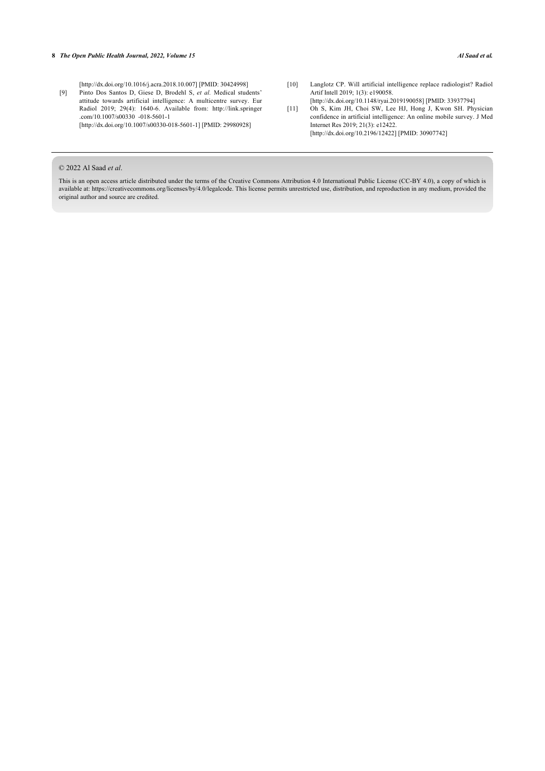[http://dx.doi.org/10.1016/j.acra.2018.10.007] [PMID: 30424998]

[9] Pinto Dos Santos D, Giese D, Brodehl S, *et al.* Medical students' attitude towards artificial intelligence: A multicentre survey. Eur Radiol 2019; 29(4): 1640-6. Available from: http://link.springer.com/10.1007/s00330 -018-5601-1
[http://dx.doi.org/10.1007/s00330-018-5601-1] [PMID: 29980928]

[10] Langlotz CP. Will artificial intelligence replace radiologist? Radiol Artif Intell 2019; 1(3): e190058.
[http://dx.doi.org/10.1148/ryai.2019190058] [PMID: 33937794]

[11] Oh S, Kim JH, Choi SW, Lee HJ, Hong J, Kwon SH. Physician confidence in artificial intelligence: An online mobile survey. J Med Internet Res 2019; 21(3): e12422.
[http://dx.doi.org/10.2196/12422] [PMID: 30907742]

© 2022 Al Saad *et al*.

This is an open access article distributed under the terms of the Creative Commons Attribution 4.0 International Public License (CC-BY 4.0), a copy of which is available at: https://creativecommons.org/licenses/by/4.0/legalcode. This license permits unrestricted use, distribution, and reproduction in any medium, provided the original author and source are credited.